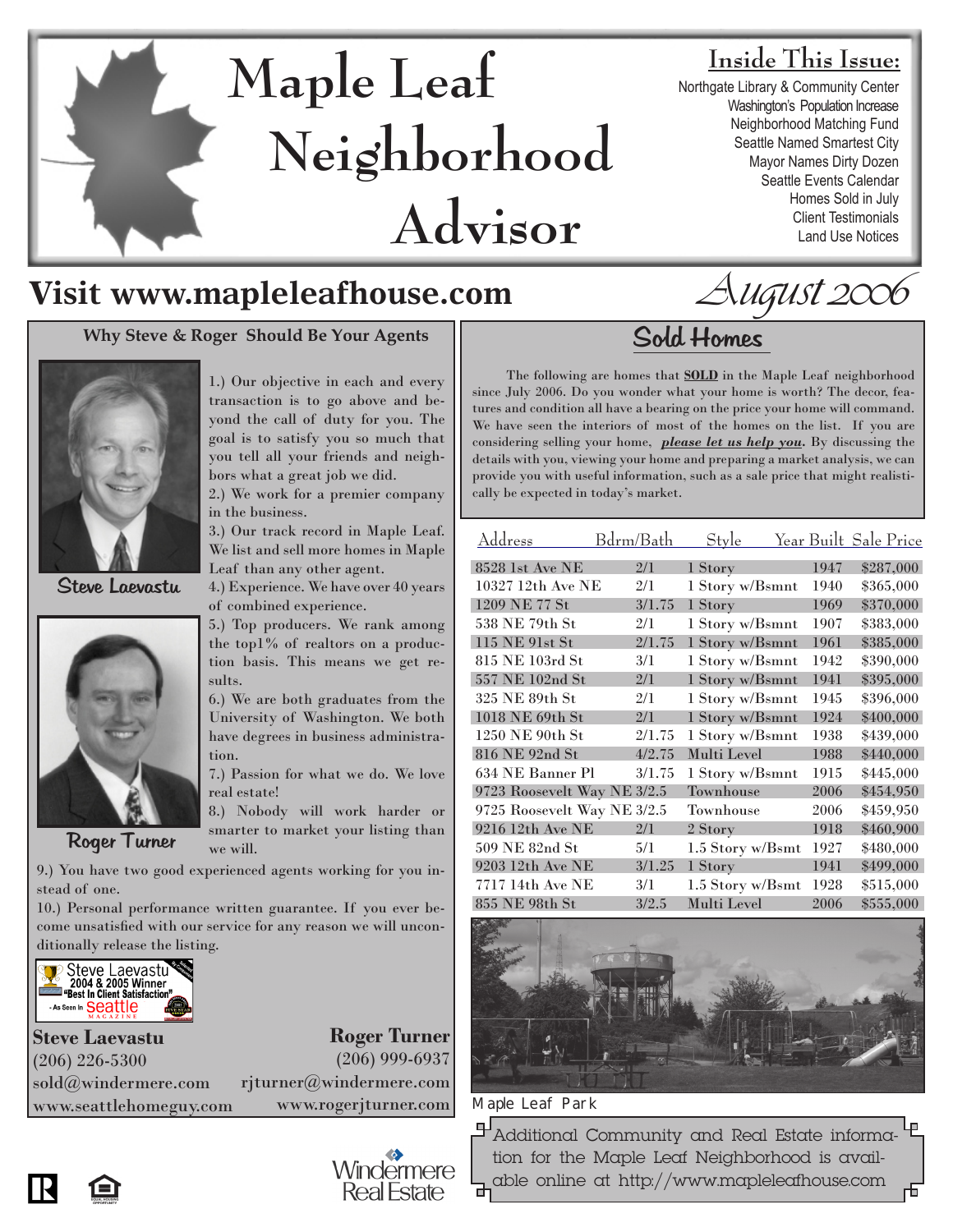# Maple Leaf Neighborhood Advisor

## Inside This Issue:

- Northgate Library & Community Center
- Washington's Population Increase
- Neighborhood Matching Fund
- Seattle Named Smartest City
- Mayor Names Dirty Dozen
- Seattle Events Calendar
- Homes Sold in July
- Client Testimonials
- Land Use Notices

## Visit www.mapleleafhouse.com

*August 2006*

### Why Steve & Roger Should Be Your Agents

Steve Laevastu

Roger Turner

1.) Our objective in each and every transaction is to go above and beyond the call of duty for you. The goal is to satisfy you so much that you tell all your friends and neighbors what a great job we did.

2.) We work for a premier company in the business.

3.) Our track record in Maple Leaf. We list and sell more homes in Maple Leaf than any other agent.

4.) Experience. We have over 40 years of combined experience.

5.) Top producers. We rank among the top1% of realtors on a production basis. This means we get results.

6.) We are both graduates from the University of Washington. We both have degrees in business administration.

7.) Passion for what we do. We love real estate!

8.) Nobody will work harder or smarter to market your listing than we will.

9.) You have two good experienced agents working for you instead of one.

10.) Personal performance written guarantee. If you ever become unsatisfied with our service for any reason we will unconditionally release the listing.

Steve Laevastu 2004 & 2005 Winner "Best In Client Satisfaction" - As Seen In Seattle Magazine

**Steve Laevastu**
(206) 226-5300
sold@windermere.com
www.seattlehomeguy.com

**Roger Turner**
(206) 999-6937
rjturner@windermere.com
www.rogerjturner.com

Windermere Real Estate

### Sold Homes

The following are homes that **SOLD** in the Maple Leaf neighborhood since July 2006. Do you wonder what your home is worth? The decor, features and condition all have a bearing on the price your home will command. We have seen the interiors of most of the homes on the list. If you are considering selling your home, ***please let us help you***. By discussing the details with you, viewing your home and preparing a market analysis, we can provide you with useful information, such as a sale price that might realistically be expected in today's market.

| Address | Bdrm/Bath | Style | Year Built | Sale Price |
|---|---|---|---|---|
| 8528 1st Ave NE | 2/1 | 1 Story | 1947 | $287,000 |
| 10327 12th Ave NE | 2/1 | 1 Story w/Bsmnt | 1940 | $365,000 |
| 1209 NE 77 St | 3/1.75 | 1 Story | 1969 | $370,000 |
| 538 NE 79th St | 2/1 | 1 Story w/Bsmnt | 1907 | $383,000 |
| 115 NE 91st St | 2/1.75 | 1 Story w/Bsmnt | 1961 | $385,000 |
| 815 NE 103rd St | 3/1 | 1 Story w/Bsmnt | 1942 | $390,000 |
| 557 NE 102nd St | 2/1 | 1 Story w/Bsmnt | 1941 | $395,000 |
| 325 NE 89th St | 2/1 | 1 Story w/Bsmnt | 1945 | $396,000 |
| 1018 NE 69th St | 2/1 | 1 Story w/Bsmnt | 1924 | $400,000 |
| 1250 NE 90th St | 2/1.75 | 1 Story w/Bsmnt | 1938 | $439,000 |
| 816 NE 92nd St | 4/2.75 | Multi Level | 1988 | $440,000 |
| 634 NE Banner Pl | 3/1.75 | 1 Story w/Bsmnt | 1915 | $445,000 |
| 9723 Roosevelt Way NE | 3/2.5 | Townhouse | 2006 | $454,950 |
| 9725 Roosevelt Way NE | 3/2.5 | Townhouse | 2006 | $459,950 |
| 9216 12th Ave NE | 2/1 | 2 Story | 1918 | $460,900 |
| 509 NE 82nd St | 5/1 | 1.5 Story w/Bsmt | 1927 | $480,000 |
| 9203 12th Ave NE | 3/1.25 | 1 Story | 1941 | $499,000 |
| 7717 14th Ave NE | 3/1 | 1.5 Story w/Bsmt | 1928 | $515,000 |
| 855 NE 98th St | 3/2.5 | Multi Level | 2006 | $555,000 |

Maple Leaf Park

Additional Community and Real Estate information for the Maple Leaf Neighborhood is available online at http://www.mapleleafhouse.com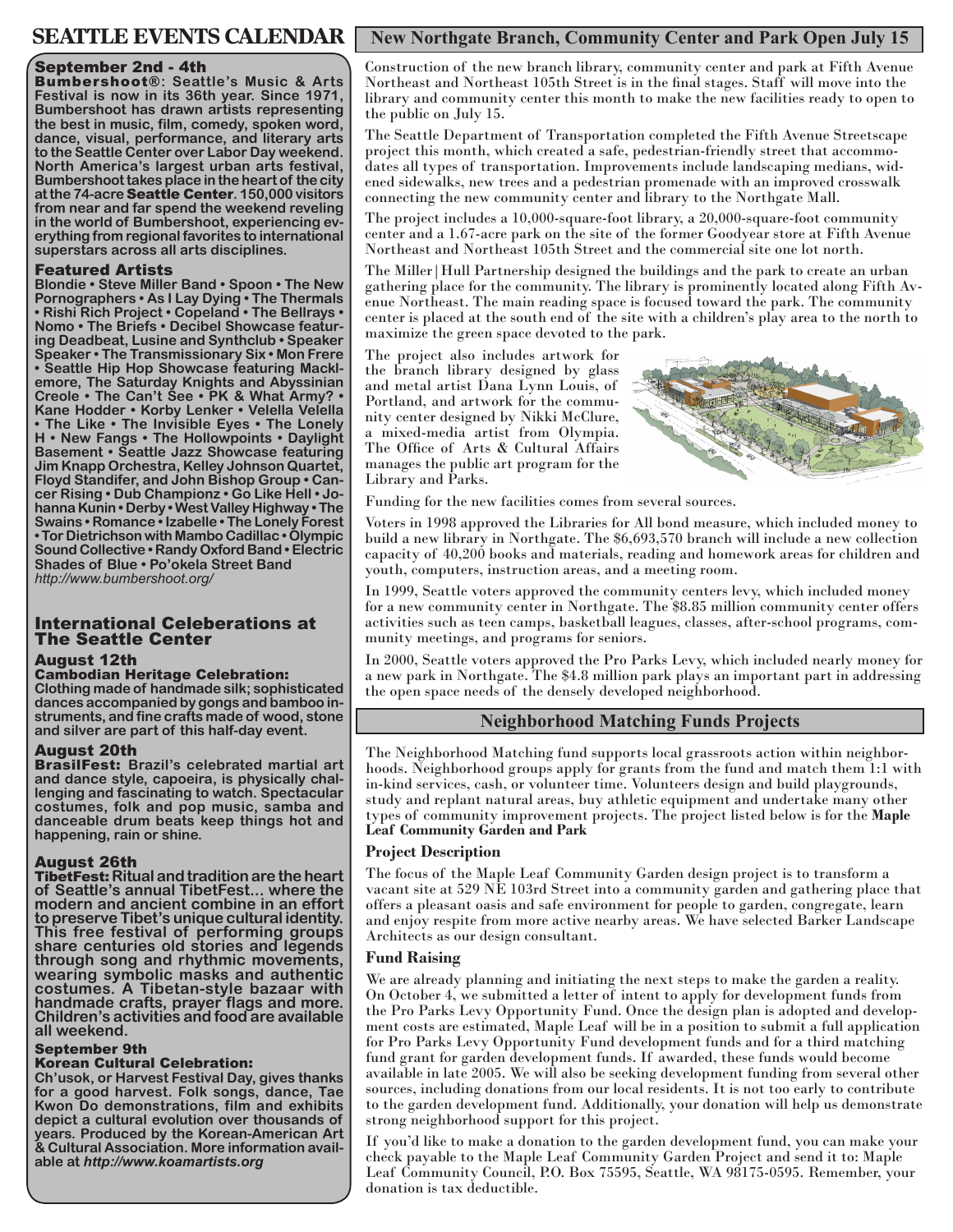# SEATTLE EVENTS CALENDAR

### September 2nd - 4th

**Bumbershoot®: Seattle's Music & Arts Festival is now in its 36th year. Since 1971, Bumbershoot has drawn artists representing the best in music, film, comedy, spoken word, dance, visual, performance, and literary arts to the Seattle Center over Labor Day weekend. North America's largest urban arts festival, Bumbershoot takes place in the heart of the city at the 74-acre Seattle Center. 150,000 visitors from near and far spend the weekend reveling in the world of Bumbershoot, experiencing everything from regional favorites to international superstars across all arts disciplines.**

### Featured Artists

**Blondie • Steve Miller Band • Spoon • The New Pornographers • As I Lay Dying • The Thermals • Rishi Rich Project • Copeland • The Bellrays • Nomo • The Briefs • Decibel Showcase featuring Deadbeat, Lusine and Synthclub • Speaker Speaker • The Transmissionary Six • Mon Frere • Seattle Hip Hop Showcase featuring Macklemore, The Saturday Knights and Abyssinian Creole • The Can't See • PK & What Army? • Kane Hodder • Korby Lenker • Velella Velella • The Like • The Invisible Eyes • The Lonely H • New Fangs • The Hollowpoints • Daylight Basement • Seattle Jazz Showcase featuring Jim Knapp Orchestra, Kelley Johnson Quartet, Floyd Standifer, and John Bishop Group • Cancer Rising • Dub Championz • Go Like Hell • Johanna Kunin • Derby • West Valley Highway • The Swains • Romance • Izabelle • The Lonely Forest • Tor Dietrichson with Mambo Cadillac • Olympic Sound Collective • Randy Oxford Band • Electric Shades of Blue • Po'okela Street Band**

*http://www.bumbershoot.org/*

## International Celeberations at The Seattle Center

### August 12th

**Cambodian Heritage Celebration:**

**Clothing made of handmade silk; sophisticated dances accompanied by gongs and bamboo instruments, and fine crafts made of wood, stone and silver are part of this half-day event.**

### August 20th

**BrasilFest: Brazil's celebrated martial art and dance style, capoeira, is physically challenging and fascinating to watch. Spectacular costumes, folk and pop music, samba and danceable drum beats keep things hot and happening, rain or shine.**

### August 26th

**TibetFest: Ritual and tradition are the heart of Seattle's annual TibetFest... where the modern and ancient combine in an effort to preserve Tibet's unique cultural identity. This free festival of performing groups share centuries old stories and legends through song and rhythmic movements, wearing symbolic masks and authentic costumes. A Tibetan-style bazaar with handmade crafts, prayer flags and more. Children's activities and food are available all weekend.**

### September 9th

**Korean Cultural Celebration:**

**Ch'usok, or Harvest Festival Day, gives thanks for a good harvest. Folk songs, dance, Tae Kwon Do demonstrations, film and exhibits depict a cultural evolution over thousands of years. Produced by the Korean-American Art & Cultural Association. More information available at *http://www.koamartists.org***

## New Northgate Branch, Community Center and Park Open July 15

Construction of the new branch library, community center and park at Fifth Avenue Northeast and Northeast 105th Street is in the final stages. Staff will move into the library and community center this month to make the new facilities ready to open to the public on July 15.

The Seattle Department of Transportation completed the Fifth Avenue Streetscape project this month, which created a safe, pedestrian-friendly street that accommodates all types of transportation. Improvements include landscaping medians, widened sidewalks, new trees and a pedestrian promenade with an improved crosswalk connecting the new community center and library to the Northgate Mall.

The project includes a 10,000-square-foot library, a 20,000-square-foot community center and a 1.67-acre park on the site of the former Goodyear store at Fifth Avenue Northeast and Northeast 105th Street and the commercial site one lot north.

The Miller|Hull Partnership designed the buildings and the park to create an urban gathering place for the community. The library is prominently located along Fifth Avenue Northeast. The main reading space is focused toward the park. The community center is placed at the south end of the site with a children's play area to the north to maximize the green space devoted to the park.

The project also includes artwork for the branch library designed by glass and metal artist Dana Lynn Louis, of Portland, and artwork for the community center designed by Nikki McClure, a mixed-media artist from Olympia. The Office of Arts & Cultural Affairs manages the public art program for the Library and Parks.

Funding for the new facilities comes from several sources.

Voters in 1998 approved the Libraries for All bond measure, which included money to build a new library in Northgate. The $6,693,570 branch will include a new collection capacity of 40,200 books and materials, reading and homework areas for children and youth, computers, instruction areas, and a meeting room.

In 1999, Seattle voters approved the community centers levy, which included money for a new community center in Northgate. The $8.85 million community center offers activities such as teen camps, basketball leagues, classes, after-school programs, community meetings, and programs for seniors.

In 2000, Seattle voters approved the Pro Parks Levy, which included nearly money for a new park in Northgate. The $4.8 million park plays an important part in addressing the open space needs of the densely developed neighborhood.

## Neighborhood Matching Funds Projects

The Neighborhood Matching fund supports local grassroots action within neighborhoods. Neighborhood groups apply for grants from the fund and match them 1:1 with in-kind services, cash, or volunteer time. Volunteers design and build playgrounds, study and replant natural areas, buy athletic equipment and undertake many other types of community improvement projects. The project listed below is for the **Maple Leaf Community Garden and Park**

### Project Description

The focus of the Maple Leaf Community Garden design project is to transform a vacant site at 529 NE 103rd Street into a community garden and gathering place that offers a pleasant oasis and safe environment for people to garden, congregate, learn and enjoy respite from more active nearby areas. We have selected Barker Landscape Architects as our design consultant.

### Fund Raising

We are already planning and initiating the next steps to make the garden a reality. On October 4, we submitted a letter of intent to apply for development funds from the Pro Parks Levy Opportunity Fund. Once the design plan is adopted and development costs are estimated, Maple Leaf will be in a position to submit a full application for Pro Parks Levy Opportunity Fund development funds and for a third matching fund grant for garden development funds. If awarded, these funds would become available in late 2005. We will also be seeking development funding from several other sources, including donations from our local residents. It is not too early to contribute to the garden development fund. Additionally, your donation will help us demonstrate strong neighborhood support for this project.

If you'd like to make a donation to the garden development fund, you can make your check payable to the Maple Leaf Community Garden Project and send it to: Maple Leaf Community Council, P.O. Box 75595, Seattle, WA 98175-0595. Remember, your donation is tax deductible.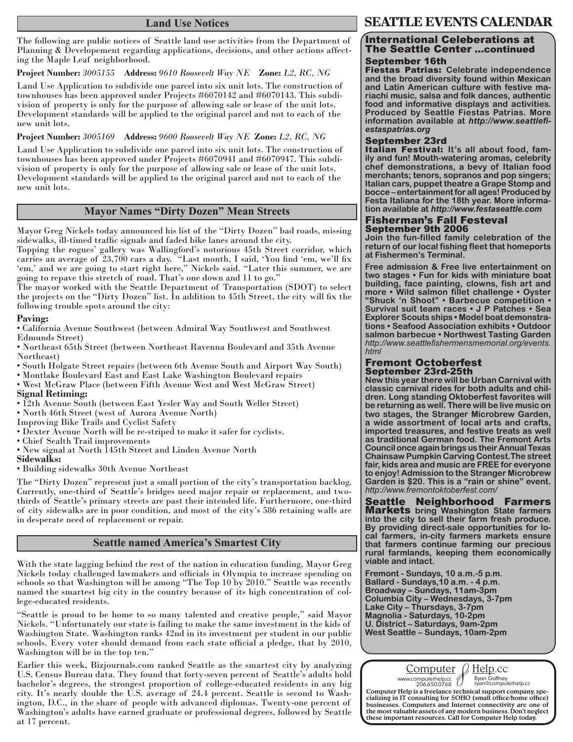## Land Use Notices

The following are public notices of Seattle land use activities from the Department of Planning & Developement regarding applications, decisions, and other actions affecting the Maple Leaf neighborhood.

**Project Number:** *3005155* **Address:** *9610 Roosevelt Way NE* **Zone:** *L2, RC, NG*

Land Use Application to subdivide one parcel into six unit lots. The construction of townhouses has been approved under Projects #6070142 and #6070143. This subdivision of property is only for the purpose of allowing sale or lease of the unit lots. Development standards will be applied to the original parcel and not to each of the new unit lots.

**Project Number:** *3005169* **Address:** *9600 Roosevelt Way NE* **Zone:** *L2, RC, NG*

Land Use Application to subdivide one parcel into six unit lots. The construction of townhouses has been approved under Projects #6070941 and #6070947. This subdivision of property is only for the purpose of allowing sale or lease of the unit lots. Development standards will be applied to the original parcel and not to each of the new unit lots.

## Mayor Names "Dirty Dozen" Mean Streets

Mayor Greg Nickels today announced his list of the "Dirty Dozen" bad roads, missing sidewalks, ill-timed traffic signals and faded bike lanes around the city.

Topping the rogues' gallery was Wallingford's notorious 45th Street corridor, which carries an average of 23,700 cars a day. "Last month, I said, 'You find 'em, we'll fix 'em,' and we are going to start right here," Nickels said. "Later this summer, we are going to repave this stretch of road. That's one down and 11 to go."

The mayor worked with the Seattle Department of Transportation (SDOT) to select the projects on the "Dirty Dozen" list. In addition to 45th Street, the city will fix the following trouble spots around the city:

**Paving:**

- California Avenue Southwest (between Admiral Way Southwest and Southwest Edmunds Street)
- Northeast 65th Street (between Northeast Ravenna Boulevard and 35th Avenue Northeast)
- South Holgate Street repairs (between 6th Avenue South and Airport Way South)
- Montlake Boulevard East and East Lake Washington Boulevard repairs
- West McGraw Place (between Fifth Avenue West and West McGraw Street)

**Signal Retiming:**

- 12th Avenue South (between East Yesler Way and South Weller Street)
- North 46th Street (west of Aurora Avenue North)

Improving Bike Trails and Cyclist Safety

- Dexter Avenue North will be re-striped to make it safer for cyclists.
- Chief Sealth Trail improvements
- New signal at North 145th Street and Linden Avenue North

**Sidewalks:**

- Building sidewalks 30th Avenue Northeast

The "Dirty Dozen" represent just a small portion of the city's transportation backlog. Currently, one-third of Seattle's bridges need major repair or replacement, and two-thirds of Seattle's primary streets are past their intended life. Furthermore, one-third of city sidewalks are in poor condition, and most of the city's 586 retaining walls are in desperate need of replacement or repair.

## Seattle named America's Smartest City

With the state lagging behind the rest of the nation in education funding, Mayor Greg Nickels today challenged lawmakers and officials in Olympia to increase spending on schools so that Washington will be among "The Top 10 by 2010." Seattle was recently named the smartest big city in the country because of its high concentration of college-educated residents.

"Seattle is proud to be home to so many talented and creative people," said Mayor Nickels. "Unfortunately our state is failing to make the same investment in the kids of Washington State. Washington ranks 42nd in its investment per student in our public schools. Every voter should demand from each state official a pledge, that by 2010, Washington will be in the top ten."

Earlier this week, Bizjournals.com ranked Seattle as the smartest city by analyzing U.S. Census Bureau data. They found that forty-seven percent of Seattle's adults hold bachelor's degrees, the strongest proportion of college-educated residents in any big city. It's nearly double the U.S. average of 24.4 percent. Seattle is second to Washington, D.C., in the share of people with advanced diplomas. Twenty-one percent of Washington's adults have earned graduate or professional degrees, followed by Seattle at 17 percent.

# SEATTLE EVENTS CALENDAR

### International Celeberations at The Seattle Center ...continued

#### September 16th

**Fiestas Patrias:** **Celebrate independence and the broad diversity found within Mexican and Latin American culture with festive mariachi music, salsa and folk dances, authentic food and informative displays and activities. Produced by Seattle Fiestas Patrias. More information available at *http://www.seattlefiestaspatrias.org***

#### September 23rd

**Italian Festival:** **It's all about food, family and fun! Mouth-watering aromas, celebrity chef demonstrations, a bevy of Italian food merchants; tenors, sopranos and pop singers; Italian cars, puppet theatre a Grape Stomp and bocce – entertainment for all ages! Produced by Festa Italiana for the 18th year. More information available at *http://www.festaseattle.com***

### Fisherman's Fall Festeval
#### September 9th 2006

**Join the fun-filled family celebration of the return of our local fishing fleet that homeports at Fishermen's Terminal.**

**Free admission & Free live entertainment on two stages • Fun for kids with miniature boat building, face painting, clowns, fish art and more • Wild salmon fillet challenge • Oyster "Shuck 'n Shoot" • Barbecue competition • Survival suit team races • J P Patches • Sea Explorer Scouts ships • Model boat demonstrations • Seafood Association exhibits • Outdoor salmon barbecue • Northwest Tasting Garden** *http://www.seattlefishermensmemorial.org/events.html*

### Fremont Octoberfest
#### September 23rd-25th

**New this year there will be Urban Carnival with classic carnival rides for both adults and children. Long standing Oktoberfest favorites will be returning as well. There will be live music on two stages, the Stranger Microbrew Garden, a wide assortment of local arts and crafts, imported treasures, and festive treats as well as traditional German food. The Fremont Arts Council once again brings us their Annual Texas Chainsaw Pumpkin Carving Contest. The street fair, kids area and music are FREE for everyone to enjoy! Admission to the Stranger Microbrew Garden is $20. This is a "rain or shine" event.** *http://www.fremontoktoberfest.com/*

### Seattle Neighborhood Farmers Markets

**bring Washington State farmers into the city to sell their farm fresh produce. By providing direct-sale opportunities for local farmers, in-city farmers markets ensure that farmers continue farming our precious rural farmlands, keeping them economically viable and intact.**

**Fremont - Sundays, 10 a.m.-5 p.m.**
**Ballard - Sundays,10 a.m. - 4 p.m.**
**Broadway – Sundays, 11am-3pm**
**Columbia City – Wednesdays, 3-7pm**
**Lake City – Thursdays, 3-7pm**
**Magnolia - Saturdays, 10-2pm**
**U. District – Saturdays, 9am-2pm**
**West Seattle – Sundays, 10am-2pm**

---

Computer Help.cc
www.computerhelp.cc
206.650.0768
Ryan Gaffney
ryan@computerhelp.cc

**Computer Help is a freelance technical support company, specializing in IT consulting for SOHO (small office/home office) businesses. Computers and Internet connectivity are one of the most valuable assets of any modern business. Don't neglect these important resources. Call for Computer Help today.**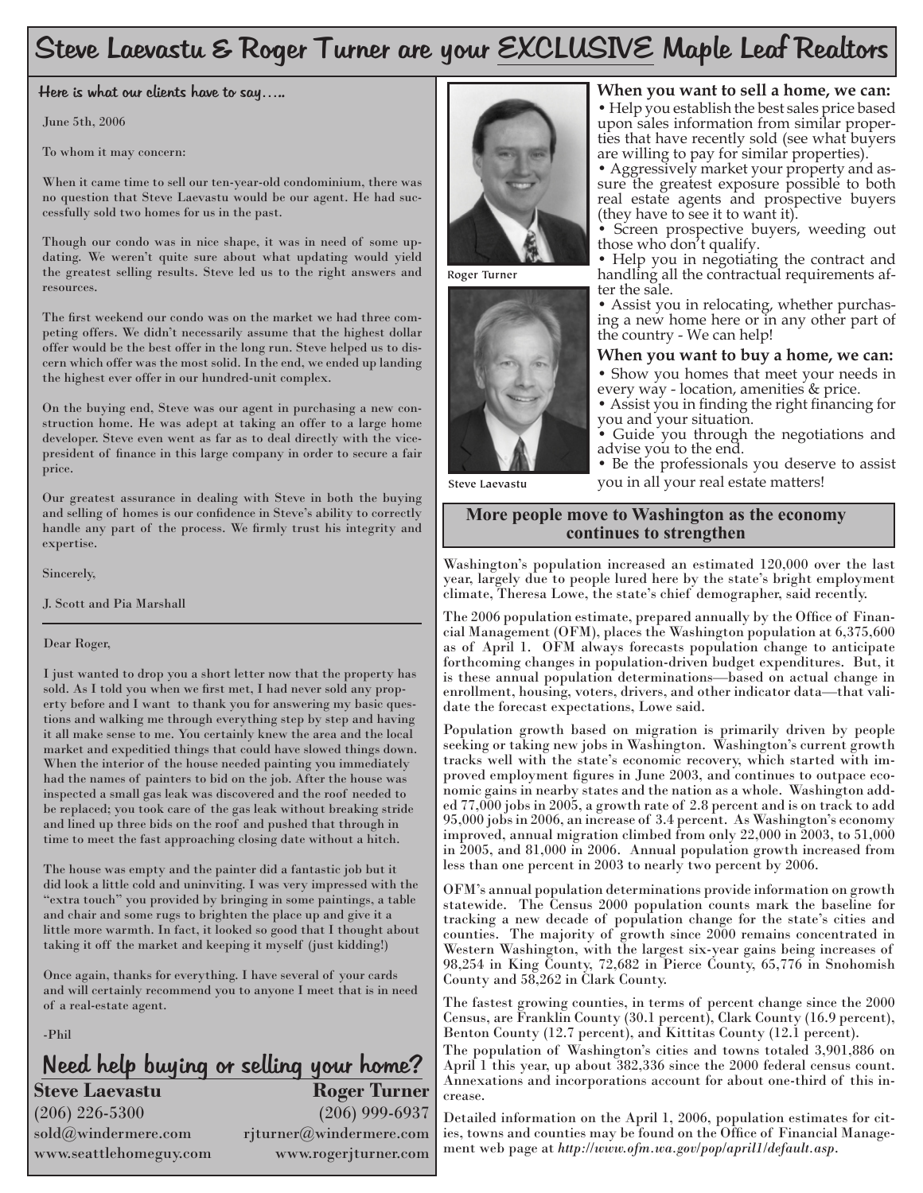# Steve Laevastu & Roger Turner are your EXCLUSIVE Maple Leaf Realtors

### Here is what our clients have to say…..

June 5th, 2006

To whom it may concern:

When it came time to sell our ten-year-old condominium, there was no question that Steve Laevastu would be our agent. He had successfully sold two homes for us in the past.

Though our condo was in nice shape, it was in need of some updating. We weren't quite sure about what updating would yield the greatest selling results. Steve led us to the right answers and resources.

The first weekend our condo was on the market we had three competing offers. We didn't necessarily assume that the highest dollar offer would be the best offer in the long run. Steve helped us to discern which offer was the most solid. In the end, we ended up landing the highest ever offer in our hundred-unit complex.

On the buying end, Steve was our agent in purchasing a new construction home. He was adept at taking an offer to a large home developer. Steve even went as far as to deal directly with the vice-president of finance in this large company in order to secure a fair price.

Our greatest assurance in dealing with Steve in both the buying and selling of homes is our confidence in Steve's ability to correctly handle any part of the process. We firmly trust his integrity and expertise.

Sincerely,

J. Scott and Pia Marshall

---

Dear Roger,

I just wanted to drop you a short letter now that the property has sold. As I told you when we first met, I had never sold any property before and I want to thank you for answering my basic questions and walking me through everything step by step and having it all make sense to me. You certainly knew the area and the local market and expeditied things that could have slowed things down. When the interior of the house needed painting you immediately had the names of painters to bid on the job. After the house was inspected a small gas leak was discovered and the roof needed to be replaced; you took care of the gas leak without breaking stride and lined up three bids on the roof and pushed that through in time to meet the fast approaching closing date without a hitch.

The house was empty and the painter did a fantastic job but it did look a little cold and uninviting. I was very impressed with the "extra touch" you provided by bringing in some paintings, a table and chair and some rugs to brighten the place up and give it a little more warmth. In fact, it looked so good that I thought about taking it off the market and keeping it myself (just kidding!)

Once again, thanks for everything. I have several of your cards and will certainly recommend you to anyone I meet that is in need of a real-estate agent.

-Phil

## Need help buying or selling your home?

**Steve Laevastu**
(206) 226-5300
sold@windermere.com
www.seattlehomeguy.com

**Roger Turner**
(206) 999-6937
rjturner@windermere.com
www.rogerjturner.com

Roger Turner

Steve Laevastu

### When you want to sell a home, we can:

- Help you establish the best sales price based upon sales information from similar properties that have recently sold (see what buyers are willing to pay for similar properties).
- Aggressively market your property and assure the greatest exposure possible to both real estate agents and prospective buyers (they have to see it to want it).
- Screen prospective buyers, weeding out those who don't qualify.
- Help you in negotiating the contract and handling all the contractual requirements after the sale.
- Assist you in relocating, whether purchasing a new home here or in any other part of the country - We can help!

### When you want to buy a home, we can:

- Show you homes that meet your needs in every way - location, amenities & price.
- Assist you in finding the right financing for you and your situation.
- Guide you through the negotiations and advise you to the end.
- Be the professionals you deserve to assist you in all your real estate matters!

## More people move to Washington as the economy continues to strengthen

Washington's population increased an estimated 120,000 over the last year, largely due to people lured here by the state's bright employment climate, Theresa Lowe, the state's chief demographer, said recently.

The 2006 population estimate, prepared annually by the Office of Financial Management (OFM), places the Washington population at 6,375,600 as of April 1. OFM always forecasts population change to anticipate forthcoming changes in population-driven budget expenditures. But, it is these annual population determinations—based on actual change in enrollment, housing, voters, drivers, and other indicator data—that validate the forecast expectations, Lowe said.

Population growth based on migration is primarily driven by people seeking or taking new jobs in Washington. Washington's current growth tracks well with the state's economic recovery, which started with improved employment figures in June 2003, and continues to outpace economic gains in nearby states and the nation as a whole. Washington added 77,000 jobs in 2005, a growth rate of 2.8 percent and is on track to add 95,000 jobs in 2006, an increase of 3.4 percent. As Washington's economy improved, annual migration climbed from only 22,000 in 2003, to 51,000 in 2005, and 81,000 in 2006. Annual population growth increased from less than one percent in 2003 to nearly two percent by 2006.

OFM's annual population determinations provide information on growth statewide. The Census 2000 population counts mark the baseline for tracking a new decade of population change for the state's cities and counties. The majority of growth since 2000 remains concentrated in Western Washington, with the largest six-year gains being increases of 98,254 in King County, 72,682 in Pierce County, 65,776 in Snohomish County and 58,262 in Clark County.

The fastest growing counties, in terms of percent change since the 2000 Census, are Franklin County (30.1 percent), Clark County (16.9 percent), Benton County (12.7 percent), and Kittitas County (12.1 percent).

The population of Washington's cities and towns totaled 3,901,886 on April 1 this year, up about 382,336 since the 2000 federal census count. Annexations and incorporations account for about one-third of this increase.

Detailed information on the April 1, 2006, population estimates for cities, towns and counties may be found on the Office of Financial Management web page at *http://www.ofm.wa.gov/pop/april1/default.asp*.